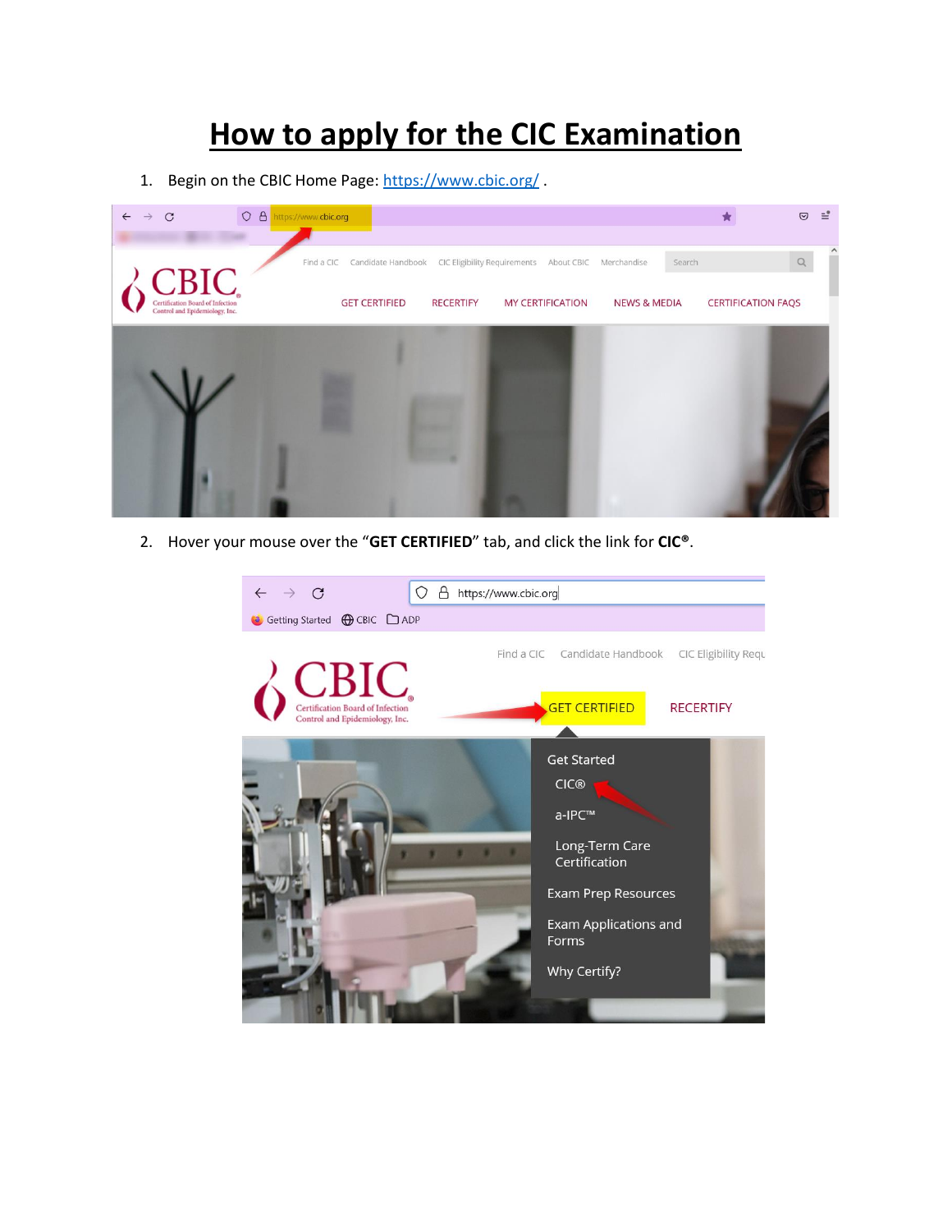# How to apply for the CIC Examination

1. Begin on the CBIC Home Page: https://www.cbic.org/ .

2. Hover your mouse over the "**GET CERTIFIED**" tab, and click the link for **CIC®**.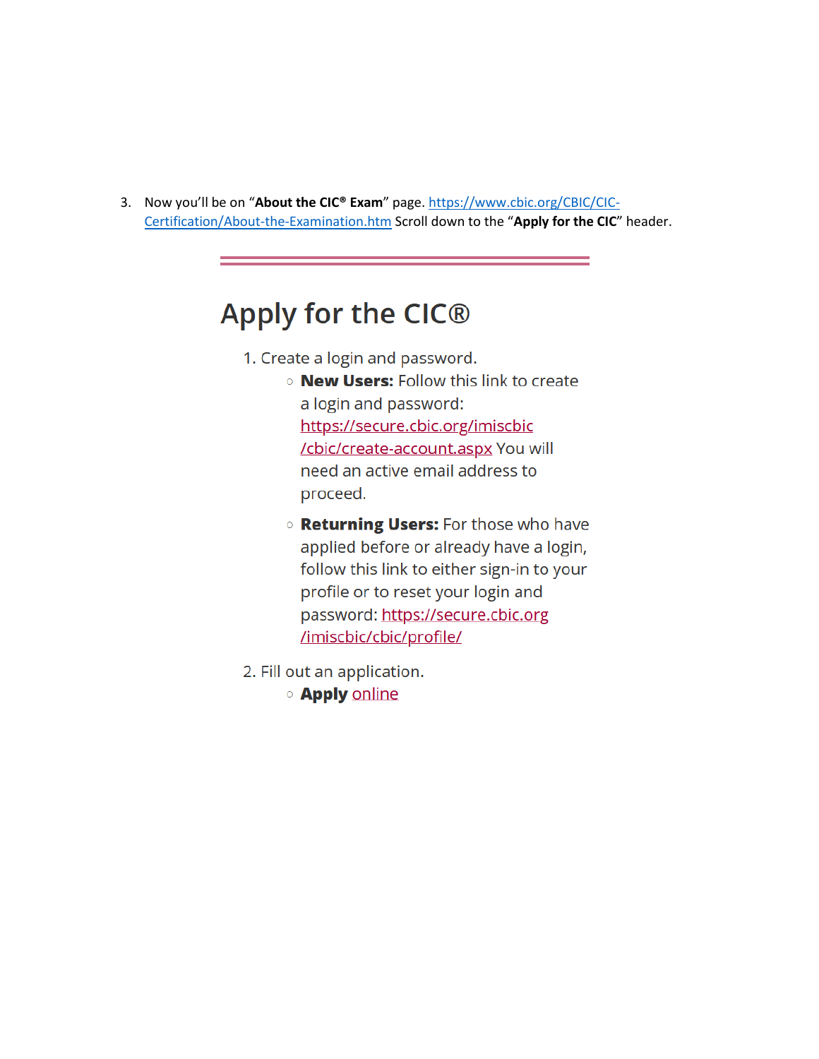3. Now you'll be on "**About the CIC® Exam**" page. https://www.cbic.org/CBIC/CIC-Certification/About-the-Examination.htm Scroll down to the "**Apply for the CIC**" header.

# Apply for the CIC®

1. Create a login and password.
   - **New Users:** Follow this link to create a login and password: https://secure.cbic.org/imiscbic/cbic/create-account.aspx You will need an active email address to proceed.
   - **Returning Users:** For those who have applied before or already have a login, follow this link to either sign-in to your profile or to reset your login and password: https://secure.cbic.org/imiscbic/cbic/profile/
2. Fill out an application.
   - **Apply** online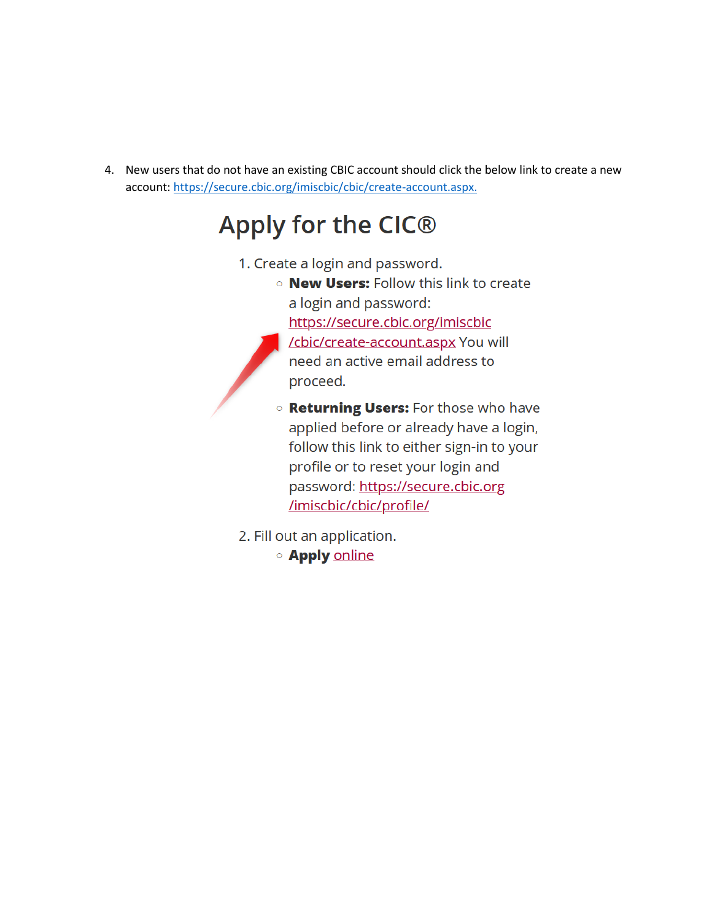4. New users that do not have an existing CBIC account should click the below link to create a new account: https://secure.cbic.org/imiscbic/cbic/create-account.aspx.

# Apply for the CIC®

1. Create a login and password.
   - **New Users:** Follow this link to create a login and password: https://secure.cbic.org/imiscbic/cbic/create-account.aspx You will need an active email address to proceed.
   - **Returning Users:** For those who have applied before or already have a login, follow this link to either sign-in to your profile or to reset your login and password: https://secure.cbic.org/imiscbic/cbic/profile/
2. Fill out an application.
   - **Apply** online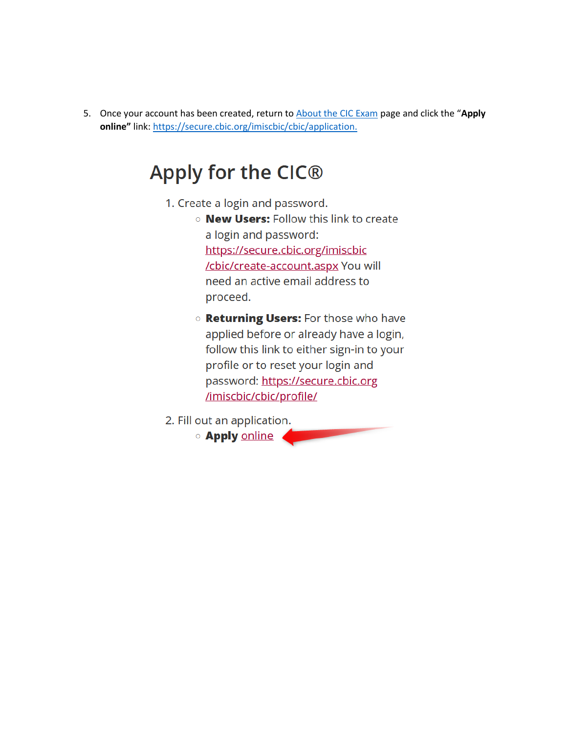5. Once your account has been created, return to About the CIC Exam page and click the "**Apply online**" link: https://secure.cbic.org/imiscbic/cbic/application.

# Apply for the CIC®

1. Create a login and password.
   - **New Users:** Follow this link to create a login and password: https://secure.cbic.org/imiscbic/cbic/create-account.aspx You will need an active email address to proceed.
   - **Returning Users:** For those who have applied before or already have a login, follow this link to either sign-in to your profile or to reset your login and password: https://secure.cbic.org/imiscbic/cbic/profile/
2. Fill out an application.
   - **Apply** online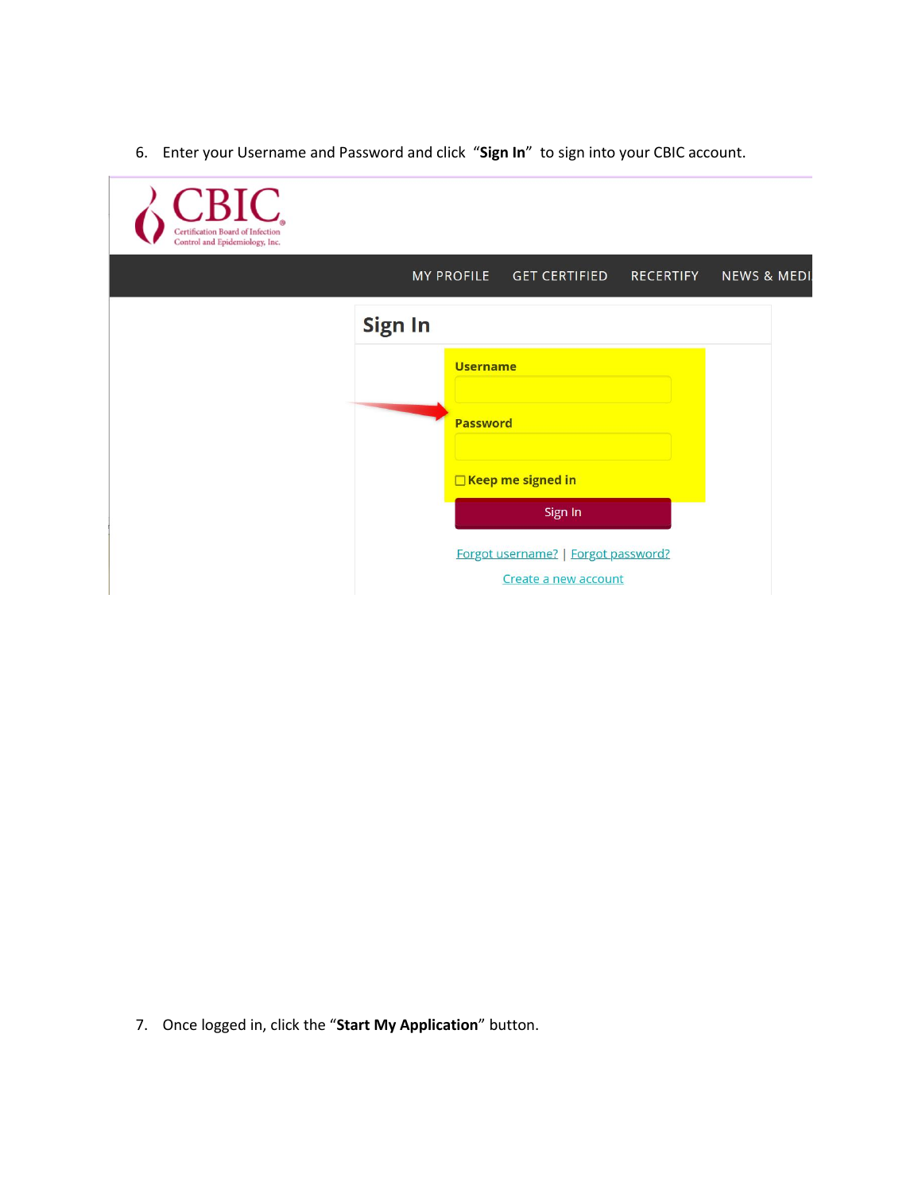6. Enter your Username and Password and click "**Sign In**" to sign into your CBIC account.

7. Once logged in, click the "**Start My Application**" button.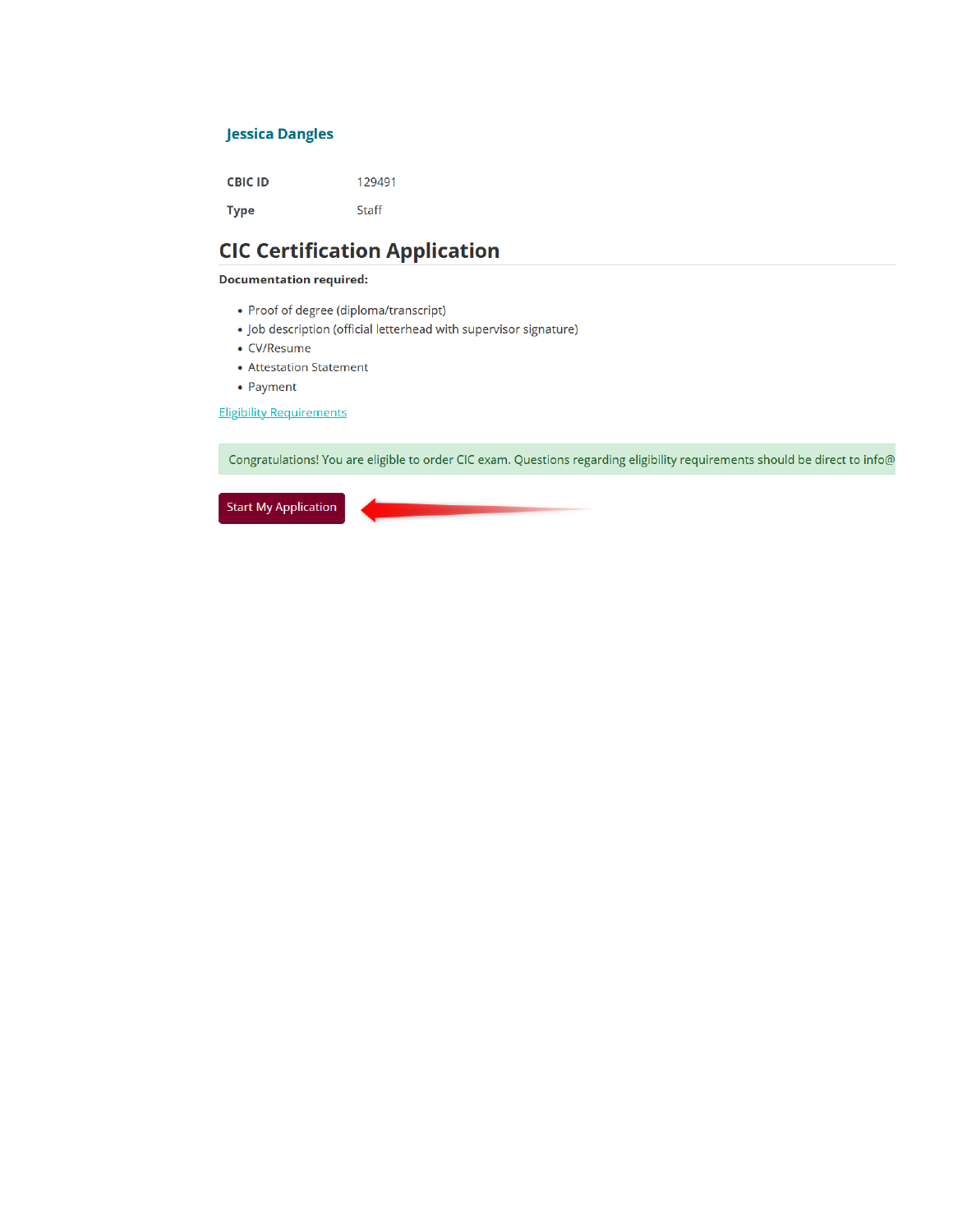**Jessica Dangles**

| | |
|---|---|
| **CBIC ID** | 129491 |
| **Type** | Staff |

## CIC Certification Application

**Documentation required:**

- Proof of degree (diploma/transcript)
- Job description (official letterhead with supervisor signature)
- CV/Resume
- Attestation Statement
- Payment

Eligibility Requirements

Congratulations! You are eligible to order CIC exam. Questions regarding eligibility requirements should be direct to info@

Start My Application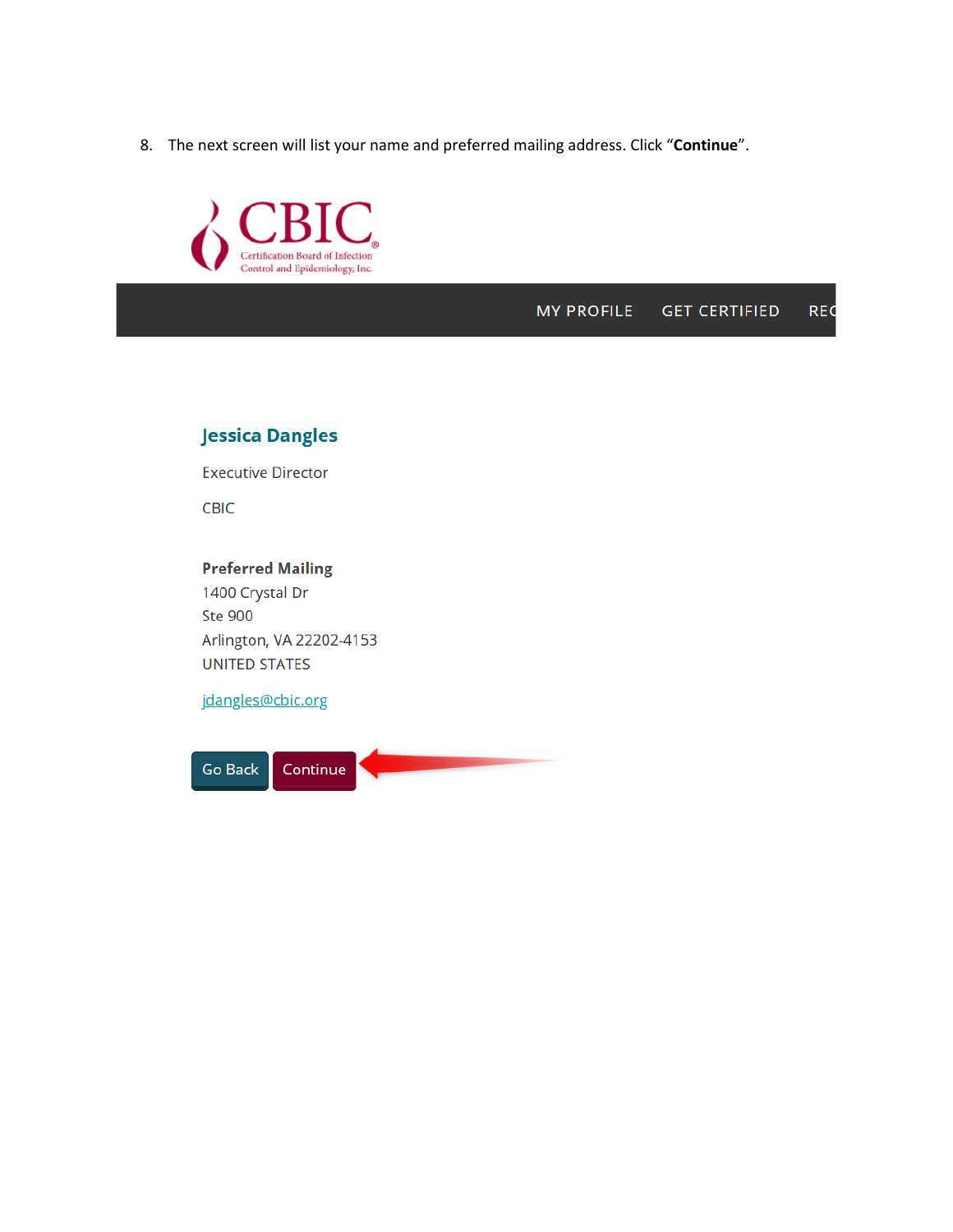8. The next screen will list your name and preferred mailing address. Click "**Continue**".

CBIC
Certification Board of Infection Control and Epidemiology, Inc.

MY PROFILE GET CERTIFIED REC

**Jessica Dangles**

Executive Director

CBIC

**Preferred Mailing**
1400 Crystal Dr
Ste 900
Arlington, VA 22202-4153
UNITED STATES

jdangles@cbic.org

Go Back Continue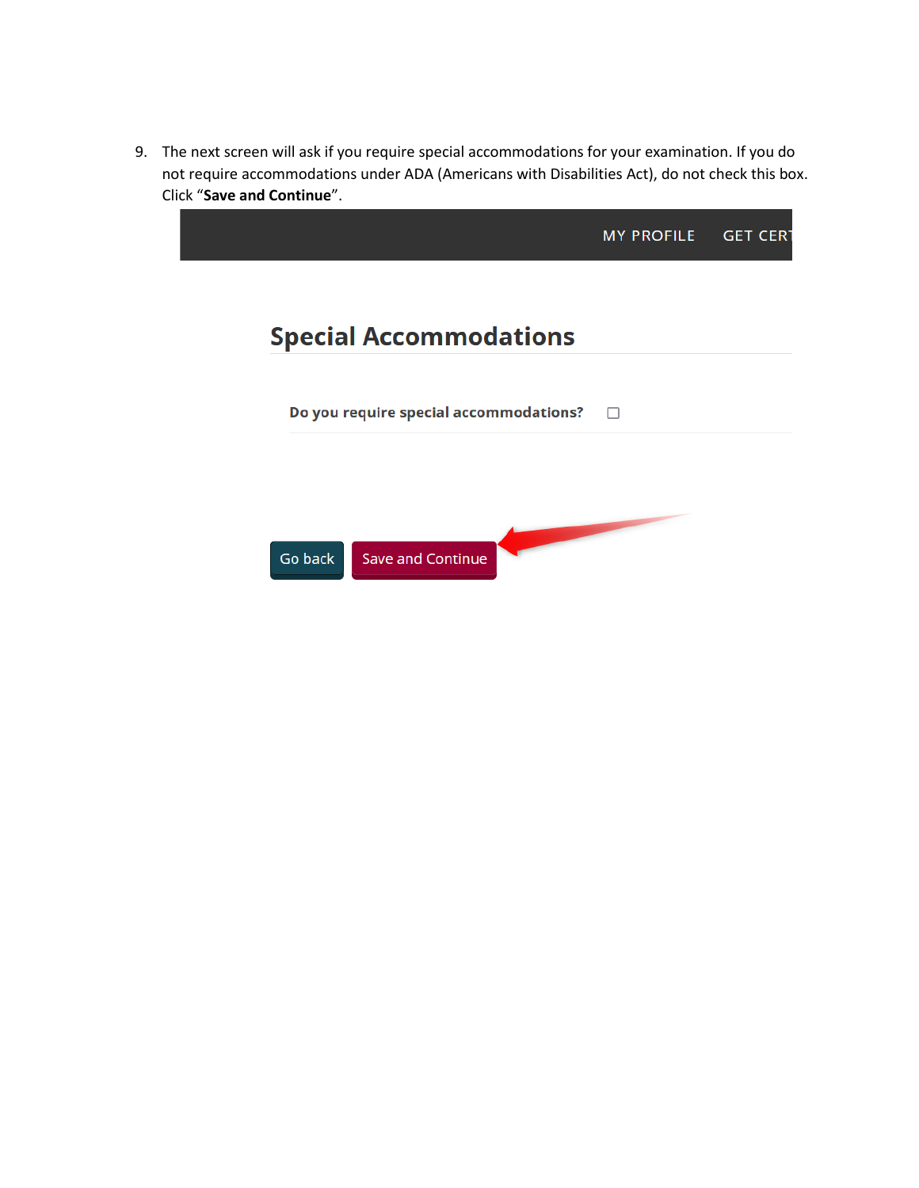9. The next screen will ask if you require special accommodations for your examination. If you do not require accommodations under ADA (Americans with Disabilities Act), do not check this box. Click “**Save and Continue**”.

MY PROFILE GET CERT

## Special Accommodations

**Do you require special accommodations?** ☐

Go back | Save and Continue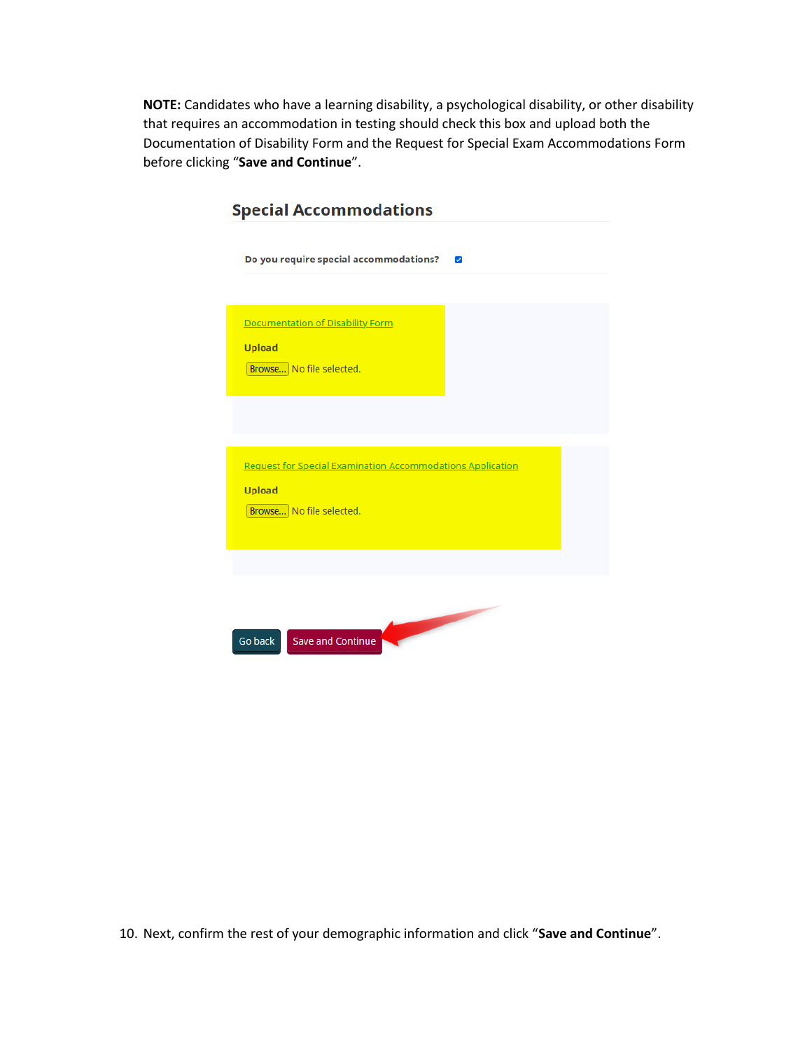**NOTE:** Candidates who have a learning disability, a psychological disability, or other disability that requires an accommodation in testing should check this box and upload both the Documentation of Disability Form and the Request for Special Exam Accommodations Form before clicking "**Save and Continue**".

## Special Accommodations

**Do you require special accommodations?** ☑

Documentation of Disability Form

**Upload**

Browse... No file selected.

Request for Special Examination Accommodations Application

**Upload**

Browse... No file selected.

Go back | Save and Continue

10. Next, confirm the rest of your demographic information and click "**Save and Continue**".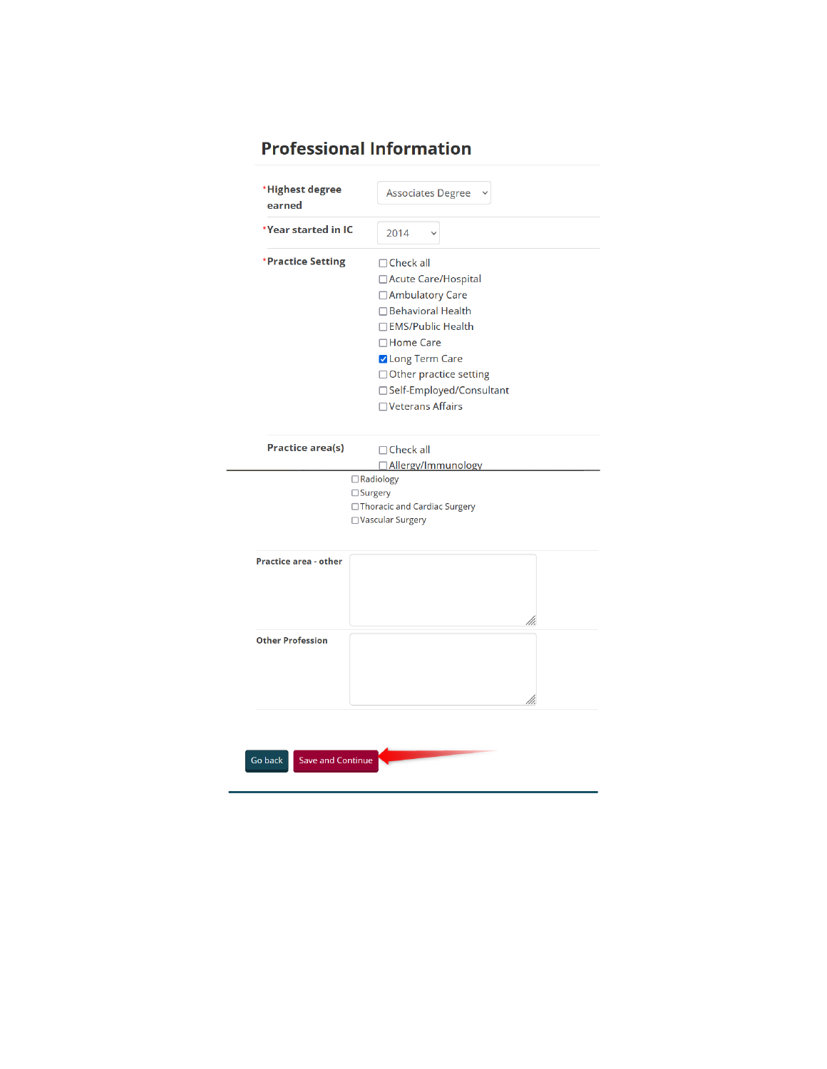## Professional Information

*Highest degree earned: Associates Degree

*Year started in IC: 2014

*Practice Setting

- [ ] Check all
- [ ] Acute Care/Hospital
- [ ] Ambulatory Care
- [ ] Behavioral Health
- [ ] EMS/Public Health
- [ ] Home Care
- [x] Long Term Care
- [ ] Other practice setting
- [ ] Self-Employed/Consultant
- [ ] Veterans Affairs

Practice area(s)

- [ ] Check all
- [ ] Allergy/Immunology
- [ ] Radiology
- [ ] Surgery
- [ ] Thoracic and Cardiac Surgery
- [ ] Vascular Surgery

Practice area - other

Other Profession

Go back | Save and Continue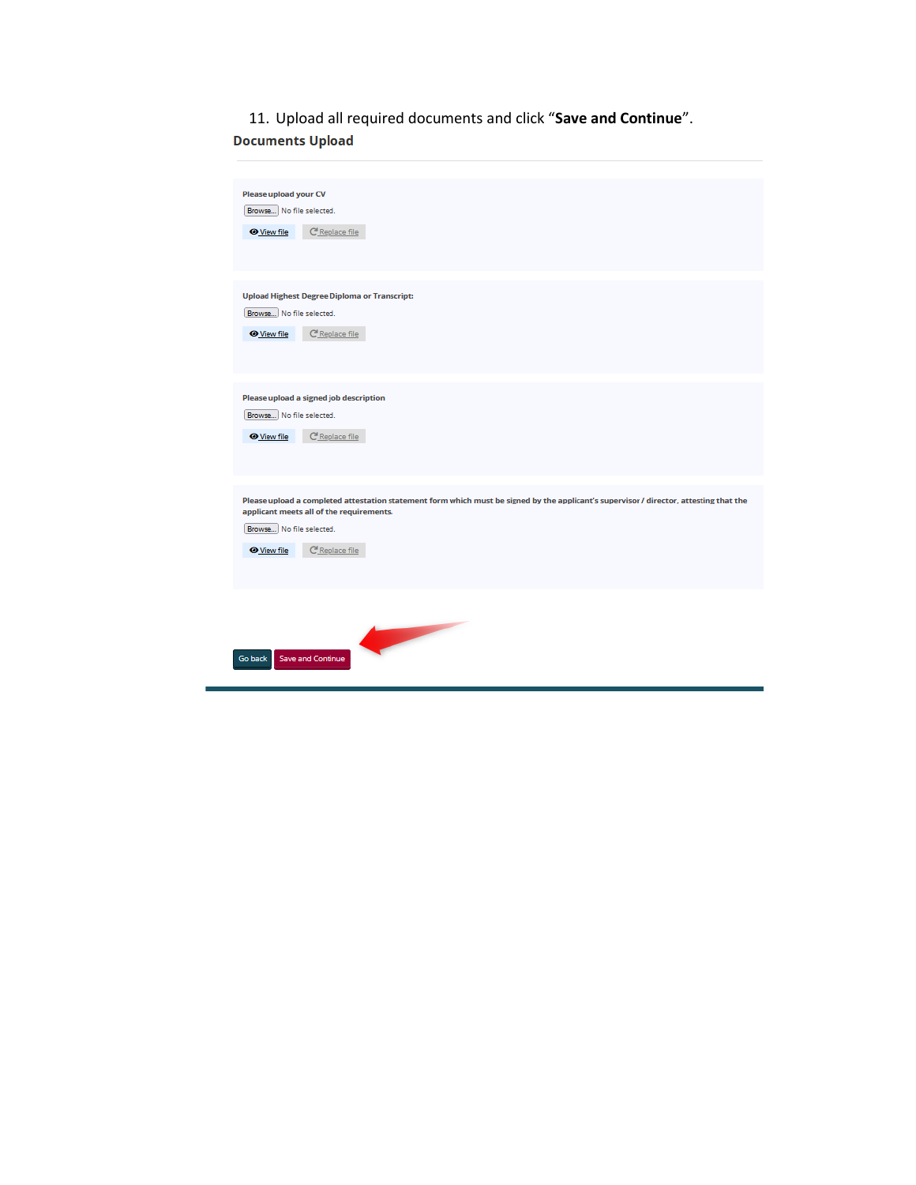11. Upload all required documents and click “**Save and Continue**”.

**Documents Upload**

**Please upload your CV**

Browse... No file selected.

View file | Replace file

**Upload Highest Degree Diploma or Transcript:**

Browse... No file selected.

View file | Replace file

**Please upload a signed job description**

Browse... No file selected.

View file | Replace file

**Please upload a completed attestation statement form which must be signed by the applicant's supervisor / director, attesting that the applicant meets all of the requirements.**

Browse... No file selected.

View file | Replace file

Go back | Save and Continue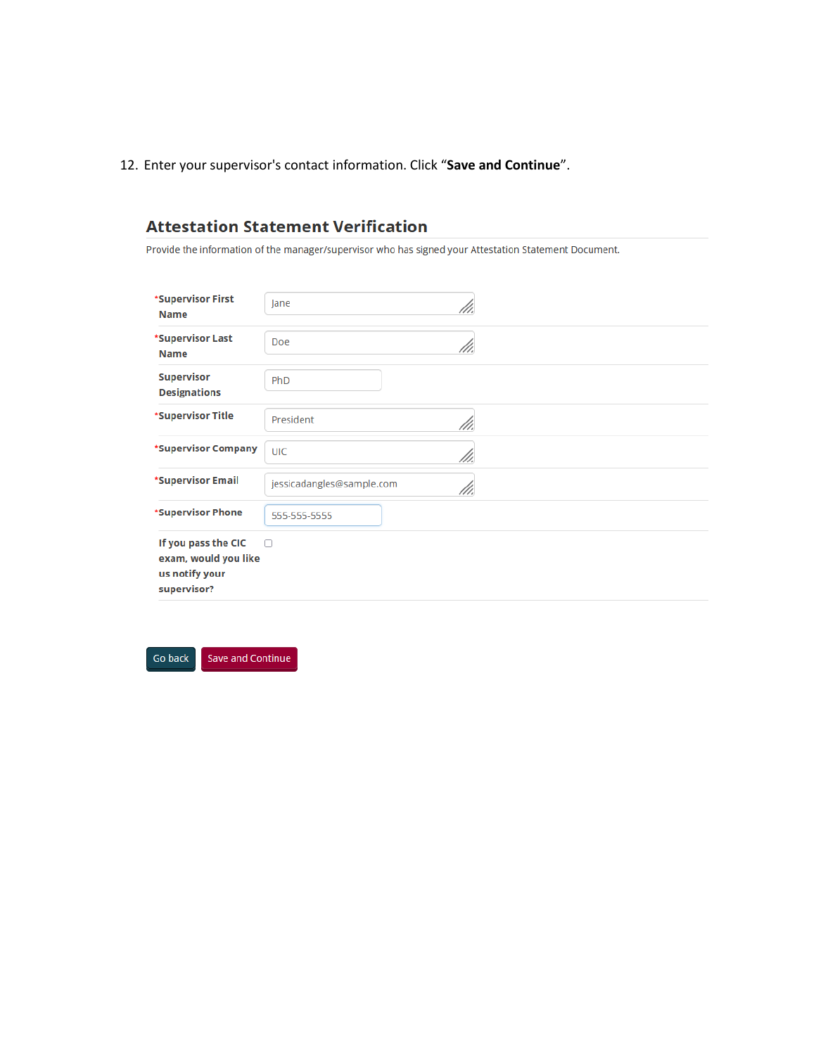12. Enter your supervisor's contact information. Click "**Save and Continue**".

## Attestation Statement Verification

Provide the information of the manager/supervisor who has signed your Attestation Statement Document.

| Field | Value |
|---|---|
| ***Supervisor First Name** | Jane |
| ***Supervisor Last Name** | Doe |
| **Supervisor Designations** | PhD |
| ***Supervisor Title** | President |
| ***Supervisor Company** | UIC |
| ***Supervisor Email** | jessicadangles@sample.com |
| ***Supervisor Phone** | 555-555-5555 |
| **If you pass the CIC exam, would you like us notify your supervisor?** | ☐ |

Go back | Save and Continue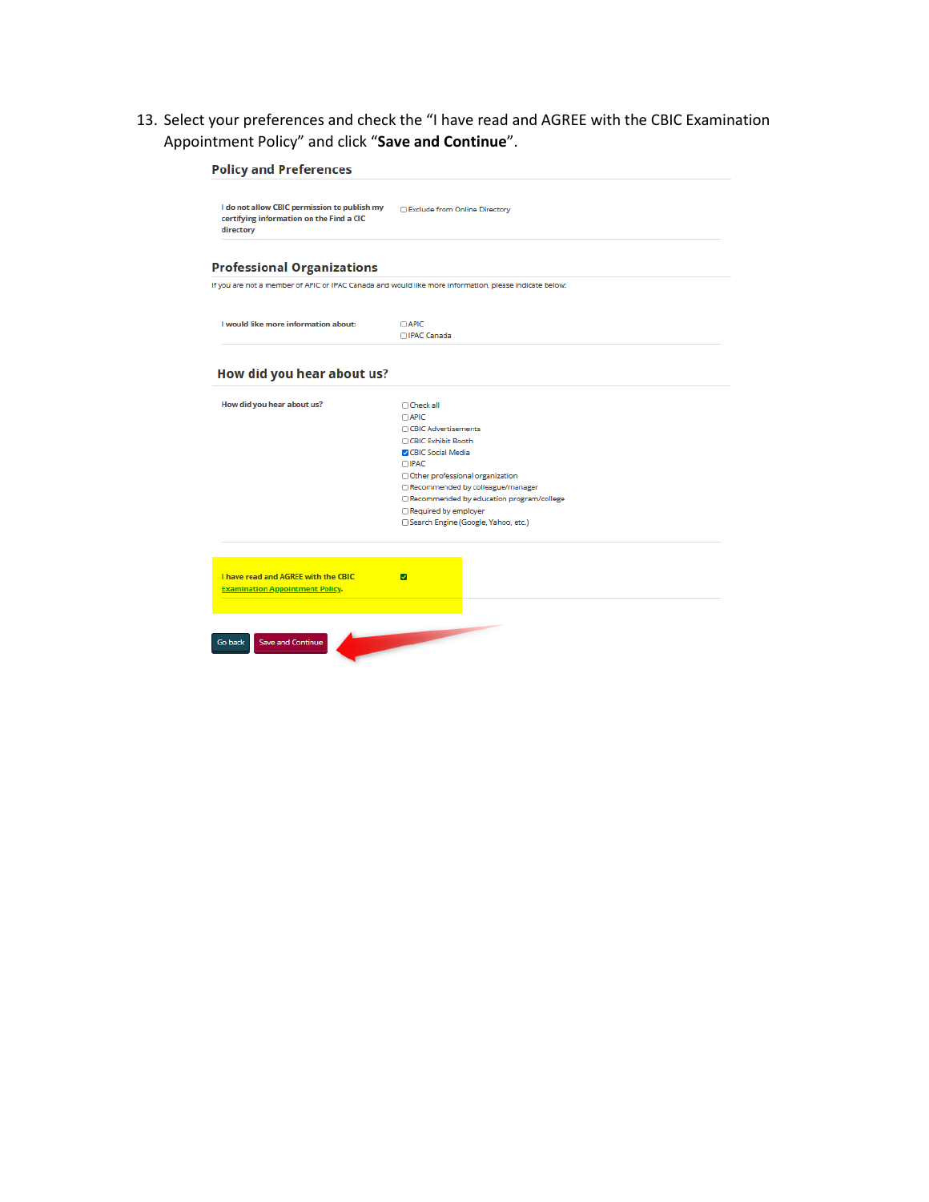13. Select your preferences and check the "I have read and AGREE with the CBIC Examination Appointment Policy" and click "**Save and Continue**".

## Policy and Preferences

| | |
|---|---|
| I do not allow CBIC permission to publish my certifying information on the Find a CIC directory | ☐ Exclude from Online Directory |

## Professional Organizations

If you are not a member of APIC or IPAC Canada and would like more information, please indicate below:

| | |
|---|---|
| I would like more information about: | ☐ APIC<br>☐ IPAC Canada |

## How did you hear about us?

How did you hear about us?

- ☐ Check all
- ☐ APIC
- ☐ CBIC Advertisements
- ☐ CBIC Exhibit Booth
- ☑ CBIC Social Media
- ☐ IPAC
- ☐ Other professional organization
- ☐ Recommended by colleague/manager
- ☐ Recommended by education program/college
- ☐ Required by employer
- ☐ Search Engine (Google, Yahoo, etc.)

I have read and AGREE with the CBIC Examination Appointment Policy. ☑

Go back | Save and Continue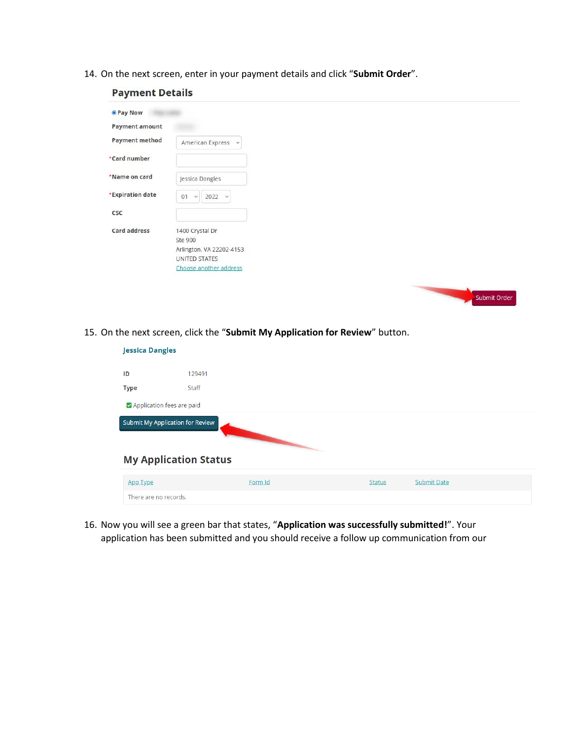14. On the next screen, enter in your payment details and click "**Submit Order**".

## Payment Details

- Pay Now
- Payment amount
- Payment method: American Express
- *Card number
- *Name on card: Jessica Dangles
- *Expiration date: 01 / 2022
- CSC
- Card address: 1400 Crystal Dr, Ste 900, Arlington, VA 22202-4153, UNITED STATES (Choose another address)

Submit Order

15. On the next screen, click the "**Submit My Application for Review**" button.

**Jessica Dangles**

| ID | 129491 |
|---|---|
| Type | Staff |

Application fees are paid

Submit My Application for Review

## My Application Status

| App Type | Form Id | Status | Submit Date |
|---|---|---|---|
| There are no records. | | | |

16. Now you will see a green bar that states, "**Application was successfully submitted!**". Your application has been submitted and you should receive a follow up communication from our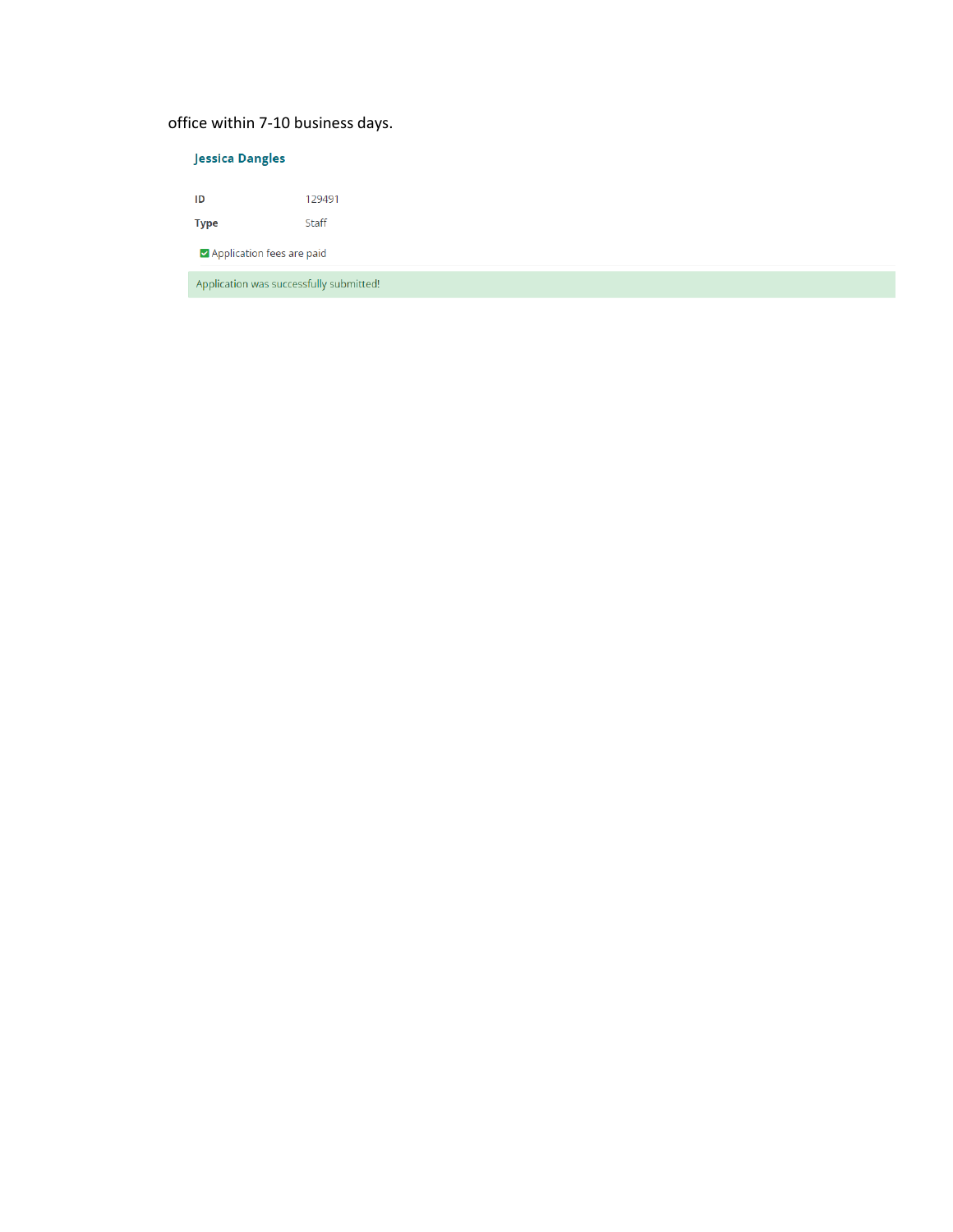office within 7-10 business days.

**Jessica Dangles**

| | |
|---|---|
| **ID** | 129491 |
| **Type** | Staff |

☑ Application fees are paid

Application was successfully submitted!